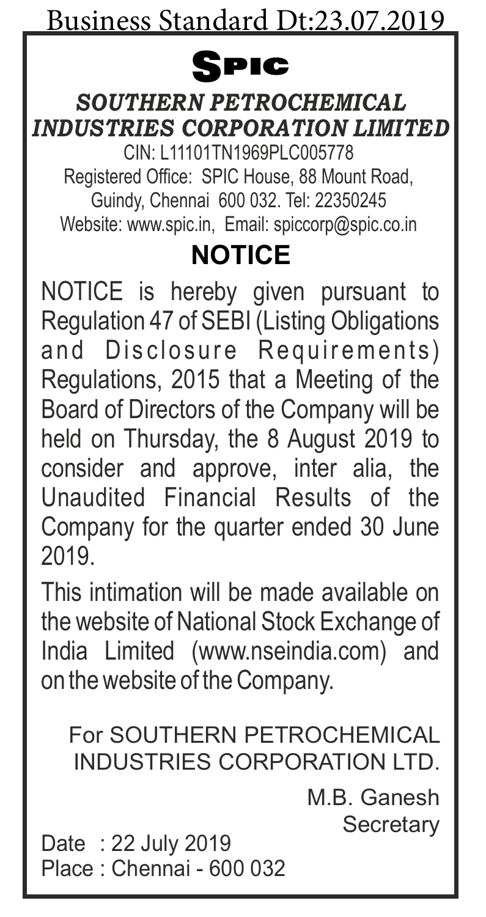Business Standard Dt:23.07.2019

# SPIC

## *SOUTHERN PETROCHEMICAL INDUSTRIES CORPORATION LIMITED*

CIN: L11101TN1969PLC005778
Registered Office: SPIC House, 88 Mount Road, Guindy, Chennai 600 032. Tel: 22350245
Website: www.spic.in, Email: spiccorp@spic.co.in

## NOTICE

NOTICE is hereby given pursuant to Regulation 47 of SEBI (Listing Obligations and Disclosure Requirements) Regulations, 2015 that a Meeting of the Board of Directors of the Company will be held on Thursday, the 8 August 2019 to consider and approve, inter alia, the Unaudited Financial Results of the Company for the quarter ended 30 June 2019.

This intimation will be made available on the website of National Stock Exchange of India Limited (www.nseindia.com) and on the website of the Company.

For SOUTHERN PETROCHEMICAL INDUSTRIES CORPORATION LTD.

M.B. Ganesh
Secretary

Date : 22 July 2019
Place : Chennai - 600 032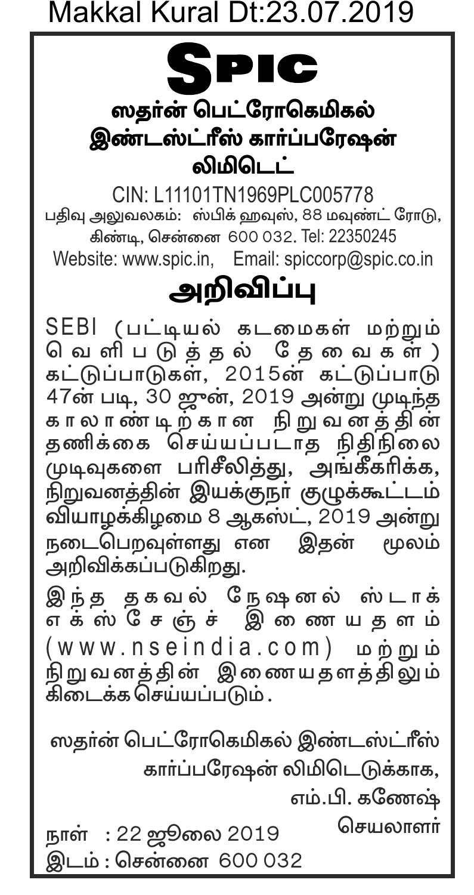Makkal Kural Dt:23.07.2019

# SPIC

## ஸதர்ன் பெட்ரோகெமிகல் இண்டஸ்ட்ரீஸ் கார்ப்பரேஷன் லிமிடெட்

CIN: L11101TN1969PLC005778

பதிவு அலுவலகம்: ஸ்பிக் ஹவுஸ், 88 மவுண்ட் ரோடு, கிண்டி, சென்னை 600 032. Tel: 22350245

Website: www.spic.in, Email: spiccorp@spic.co.in

## அறிவிப்பு

SEBI (பட்டியல் கடமைகள் மற்றும் வெளிபடுத்தல் தேவைகள்) கட்டுப்பாடுகள், 2015ன் கட்டுப்பாடு 47ன் படி, 30 ஜூன், 2019 அன்று முடிந்த காலாண்டிற்கான நிறுவனத்தின் தணிக்கை செய்யப்படாத நிதிநிலை முடிவுகளை பரிசீலித்து, அங்கீகரிக்க, நிறுவனத்தின் இயக்குநர் குழுக்கூட்டம் வியாழக்கிழமை 8 ஆகஸ்ட், 2019 அன்று நடைபெறவுள்ளது என இதன் மூலம் அறிவிக்கப்படுகிறது.

இந்த தகவல் நேஷனல் ஸ்டாக் எக்ஸ்சேஞ்ச் இணையதளம் (www.nseindia.com) மற்றும் நிறுவனத்தின் இணையதளத்திலும் கிடைக்க செய்யப்படும்.

ஸதர்ன் பெட்ரோகெமிகல் இண்டஸ்ட்ரீஸ் கார்ப்பரேஷன் லிமிடெடுக்காக,

எம்.பி. கணேஷ்

செயலாளர்

நாள் : 22 ஜூலை 2019

இடம் : சென்னை 600 032